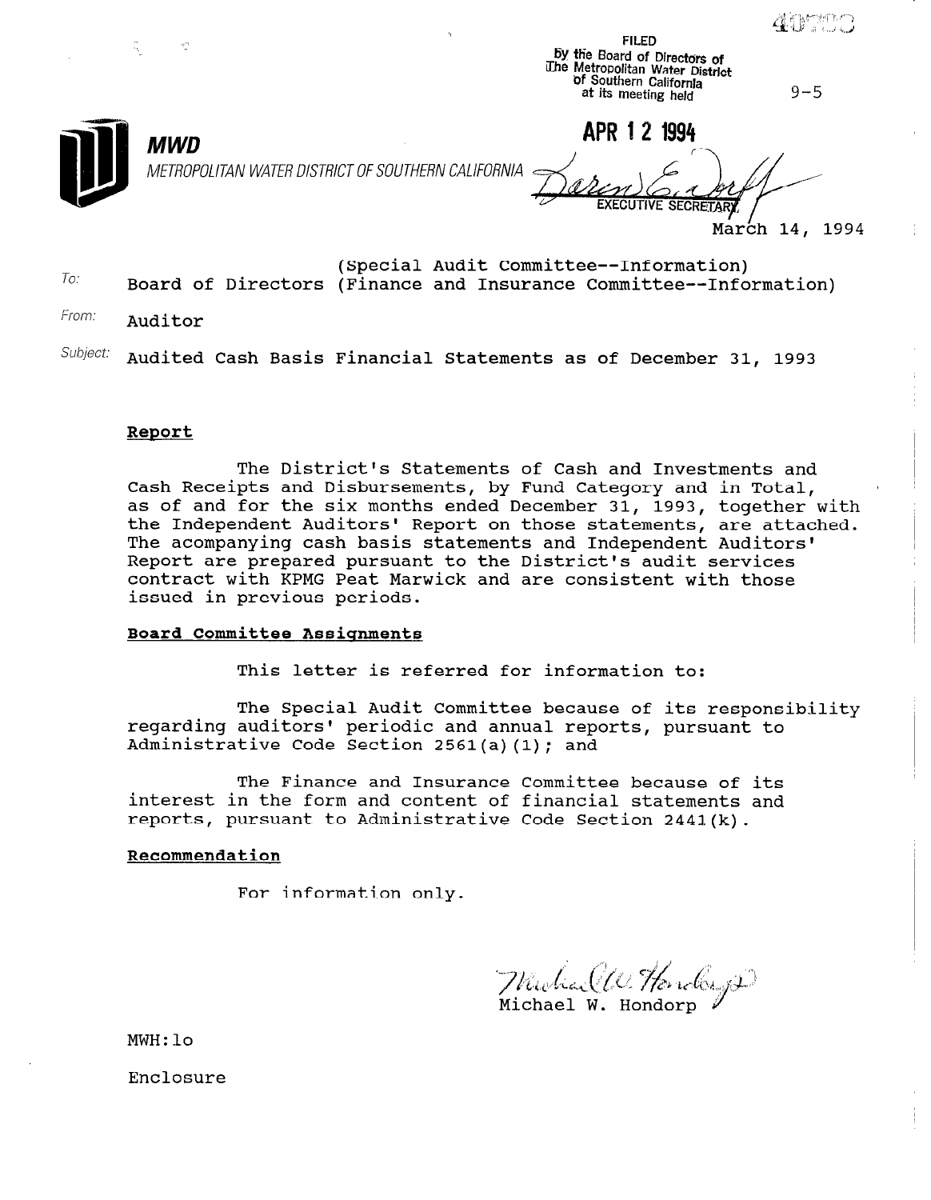FILED
By the Board of Directors of
The Metropolitan Water District
of Southern California
at its meeting held

9-5

**APR 12 1994**

**MWD**
METROPOLITAN WATER DISTRICT OF SOUTHERN CALIFORNIA

EXECUTIVE SECRETARY

March 14, 1994

To: (Special Audit Committee--Information)
Board of Directors (Finance and Insurance Committee--Information)

From: Auditor

Subject: Audited Cash Basis Financial Statements as of December 31, 1993

**Report**

The District's Statements of Cash and Investments and Cash Receipts and Disbursements, by Fund Category and in Total, as of and for the six months ended December 31, 1993, together with the Independent Auditors' Report on those statements, are attached. The acompanying cash basis statements and Independent Auditors' Report are prepared pursuant to the District's audit services contract with KPMG Peat Marwick and are consistent with those issued in previous periods.

**Board Committee Assignments**

This letter is referred for information to:

The Special Audit Committee because of its responsibility regarding auditors' periodic and annual reports, pursuant to Administrative Code Section 2561(a)(1); and

The Finance and Insurance Committee because of its interest in the form and content of financial statements and reports, pursuant to Administrative Code Section 2441(k).

**Recommendation**

For information only.

Michael W. Hondorp

MWH:lo

Enclosure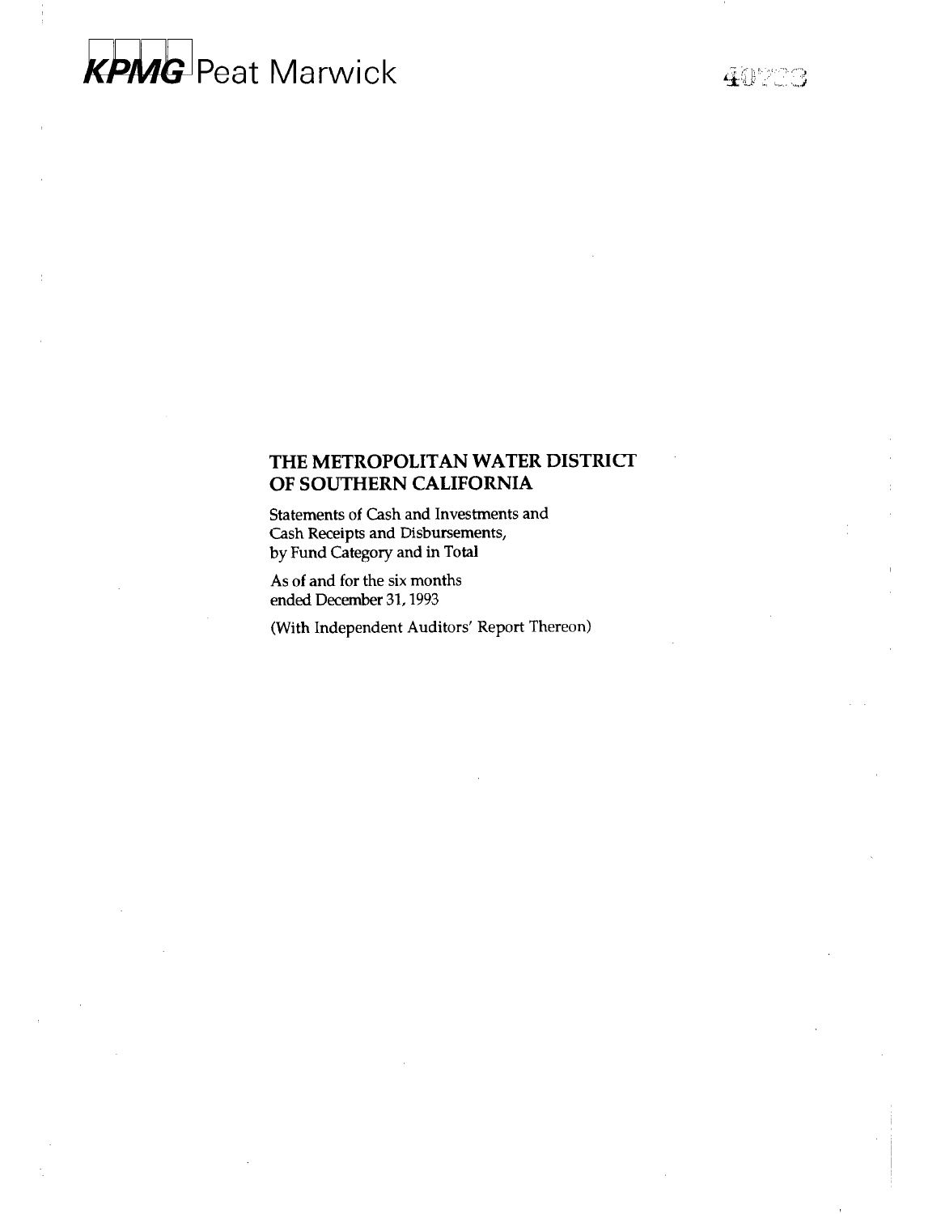KPMG Peat Marwick

## THE METROPOLITAN WATER DISTRICT OF SOUTHERN CALIFORNIA

Statements of Cash and Investments and Cash Receipts and Disbursements, by Fund Category and in Total

As of and for the six months ended December 31, 1993

(With Independent Auditors' Report Thereon)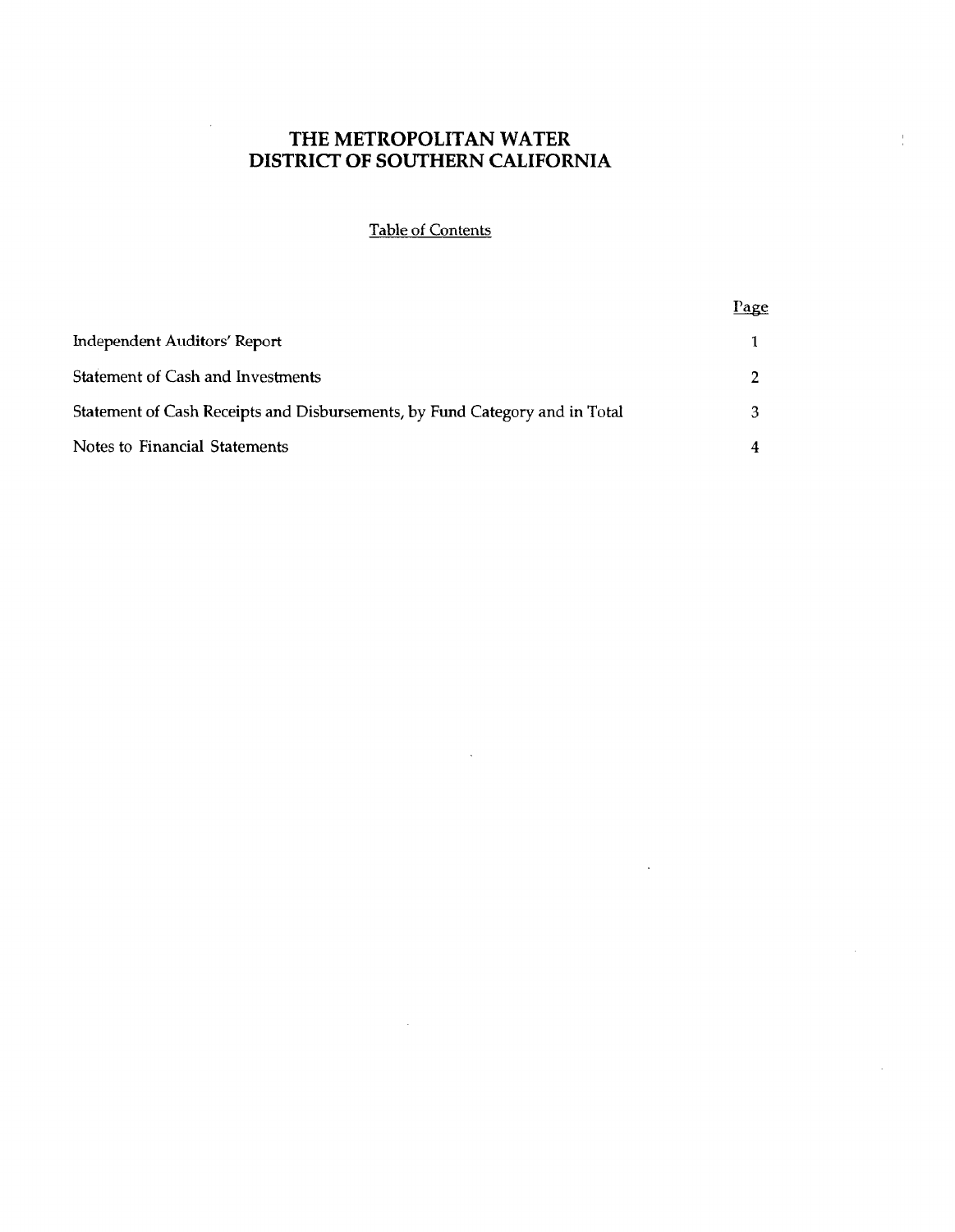# THE METROPOLITAN WATER DISTRICT OF SOUTHERN CALIFORNIA

## Table of Contents

| | Page |
|---|---|
| Independent Auditors' Report | 1 |
| Statement of Cash and Investments | 2 |
| Statement of Cash Receipts and Disbursements, by Fund Category and in Total | 3 |
| Notes to Financial Statements | 4 |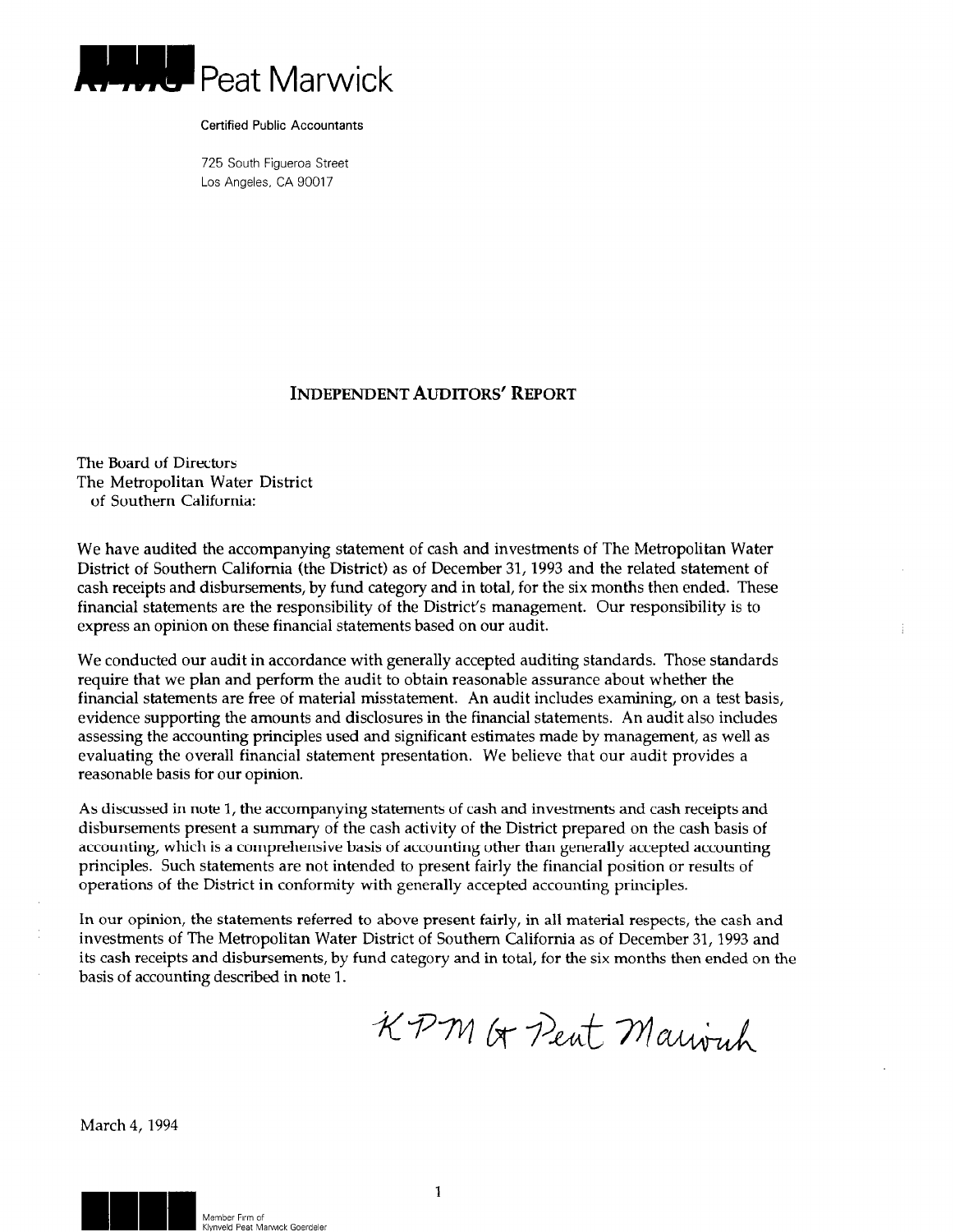KPMG Peat Marwick

Certified Public Accountants

725 South Figueroa Street
Los Angeles, CA 90017

## INDEPENDENT AUDITORS' REPORT

The Board of Directors
The Metropolitan Water District
of Southern California:

We have audited the accompanying statement of cash and investments of The Metropolitan Water District of Southern California (the District) as of December 31, 1993 and the related statement of cash receipts and disbursements, by fund category and in total, for the six months then ended. These financial statements are the responsibility of the District's management. Our responsibility is to express an opinion on these financial statements based on our audit.

We conducted our audit in accordance with generally accepted auditing standards. Those standards require that we plan and perform the audit to obtain reasonable assurance about whether the financial statements are free of material misstatement. An audit includes examining, on a test basis, evidence supporting the amounts and disclosures in the financial statements. An audit also includes assessing the accounting principles used and significant estimates made by management, as well as evaluating the overall financial statement presentation. We believe that our audit provides a reasonable basis for our opinion.

As discussed in note 1, the accompanying statements of cash and investments and cash receipts and disbursements present a summary of the cash activity of the District prepared on the cash basis of accounting, which is a comprehensive basis of accounting other than generally accepted accounting principles. Such statements are not intended to present fairly the financial position or results of operations of the District in conformity with generally accepted accounting principles.

In our opinion, the statements referred to above present fairly, in all material respects, the cash and investments of The Metropolitan Water District of Southern California as of December 31, 1993 and its cash receipts and disbursements, by fund category and in total, for the six months then ended on the basis of accounting described in note 1.

KPMG Peat Marwick

March 4, 1994

Member Firm of
Klynveld Peat Marwick Goerdeler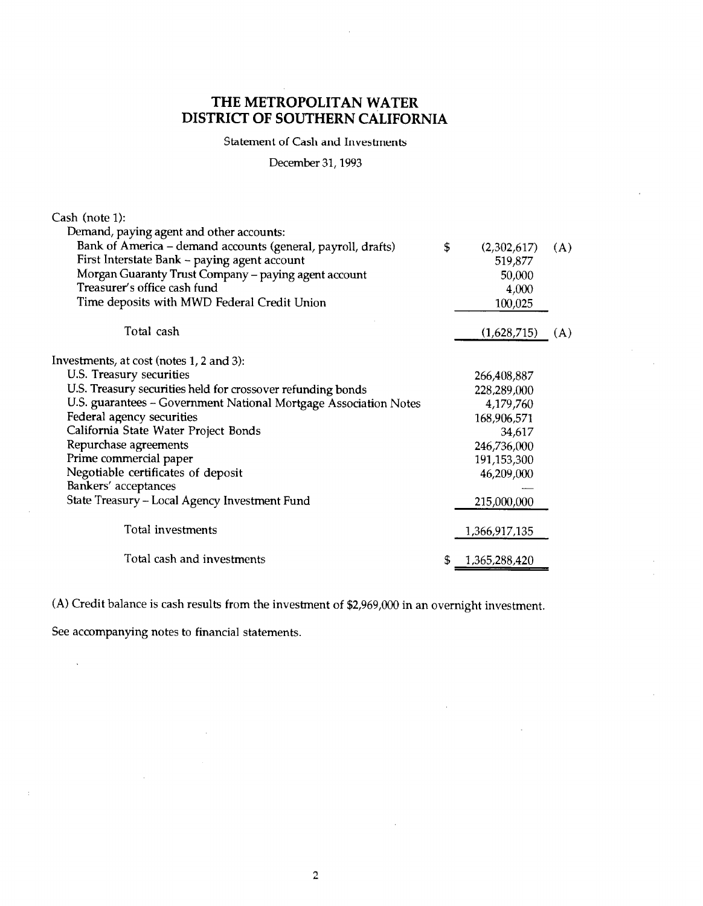# THE METROPOLITAN WATER DISTRICT OF SOUTHERN CALIFORNIA

Statement of Cash and Investments

December 31, 1993

| | | |
|---|---|---|
| Cash (note 1): | | |
| Demand, paying agent and other accounts: | | |
| Bank of America – demand accounts (general, payroll, drafts) | $ (2,302,617) | (A) |
| First Interstate Bank – paying agent account | 519,877 | |
| Morgan Guaranty Trust Company – paying agent account | 50,000 | |
| Treasurer's office cash fund | 4,000 | |
| Time deposits with MWD Federal Credit Union | 100,025 | |
| Total cash | (1,628,715) | (A) |
| Investments, at cost (notes 1, 2 and 3): | | |
| U.S. Treasury securities | 266,408,887 | |
| U.S. Treasury securities held for crossover refunding bonds | 228,289,000 | |
| U.S. guarantees – Government National Mortgage Association Notes | 4,179,760 | |
| Federal agency securities | 168,906,571 | |
| California State Water Project Bonds | 34,617 | |
| Repurchase agreements | 246,736,000 | |
| Prime commercial paper | 191,153,300 | |
| Negotiable certificates of deposit | 46,209,000 | |
| Bankers' acceptances | — | |
| State Treasury – Local Agency Investment Fund | 215,000,000 | |
| Total investments | 1,366,917,135 | |
| Total cash and investments | $ 1,365,288,420 | |

(A) Credit balance is cash results from the investment of $2,969,000 in an overnight investment.

See accompanying notes to financial statements.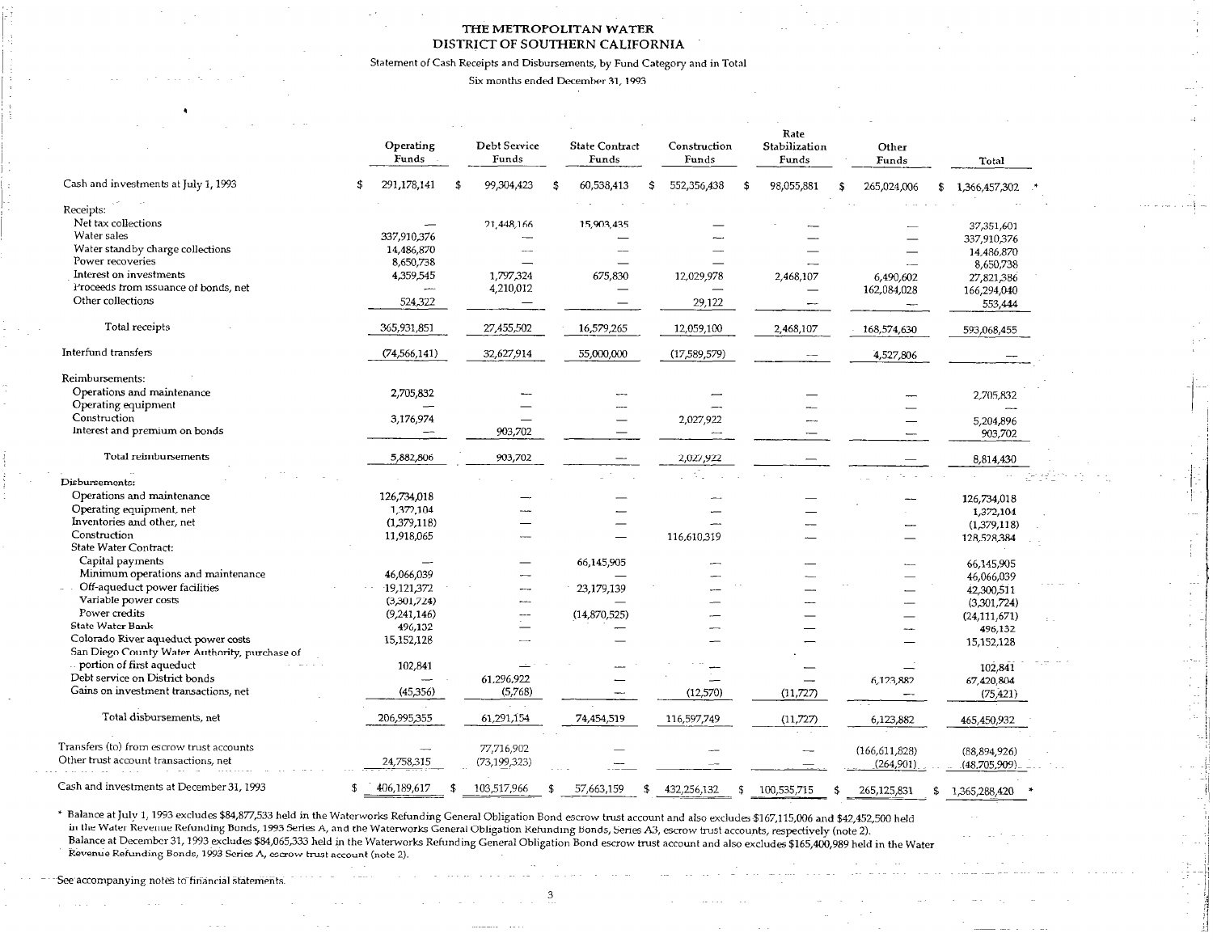# THE METROPOLITAN WATER DISTRICT OF SOUTHERN CALIFORNIA

Statement of Cash Receipts and Disbursements, by Fund Category and in Total

Six months ended December 31, 1993

| | Operating Funds | Debt Service Funds | State Contract Funds | Construction Funds | Rate Stabilization Funds | Other Funds | Total |
|---|---|---|---|---|---|---|---|
| Cash and investments at July 1, 1993 | $ 291,178,141 | $ 99,304,423 | $ 60,538,413 | $ 552,356,438 | $ 98,055,881 | $ 265,024,006 | $ 1,366,457,302 * |
| Receipts: | | | | | | | |
| Net tax collections | — | 21,448,166 | 15,903,435 | — | — | — | 37,351,601 |
| Water sales | 337,910,376 | — | — | — | — | — | 337,910,376 |
| Water standby charge collections | 14,486,870 | — | — | — | — | — | 14,486,870 |
| Power recoveries | 8,650,738 | — | — | — | — | — | 8,650,738 |
| Interest on investments | 4,359,545 | 1,797,324 | 675,830 | 12,029,978 | 2,468,107 | 6,490,602 | 27,821,386 |
| Proceeds from issuance of bonds, net | — | 4,210,012 | — | — | — | 162,084,028 | 166,294,040 |
| Other collections | 524,322 | — | — | 29,122 | — | — | 553,444 |
| Total receipts | 365,931,851 | 27,455,502 | 16,579,265 | 12,059,100 | 2,468,107 | 168,574,630 | 593,068,455 |
| Interfund transfers | (74,566,141) | 32,627,914 | 55,000,000 | (17,589,579) | — | 4,527,806 | — |
| Reimbursements: | | | | | | | |
| Operations and maintenance | 2,705,832 | — | — | — | — | — | 2,705,832 |
| Operating equipment | — | — | — | — | — | — | — |
| Construction | 3,176,974 | — | — | 2,027,922 | — | — | 5,204,896 |
| Interest and premium on bonds | — | 903,702 | — | — | — | — | 903,702 |
| Total reimbursements | 5,882,806 | 903,702 | — | 2,027,922 | — | — | 8,814,430 |
| Disbursements: | | | | | | | |
| Operations and maintenance | 126,734,018 | — | — | — | — | — | 126,734,018 |
| Operating equipment, net | 1,372,104 | — | — | — | — | — | 1,372,104 |
| Inventories and other, net | (1,379,118) | — | — | — | — | — | (1,379,118) |
| Construction | 11,918,065 | — | — | 116,610,319 | — | — | 128,528,384 |
| State Water Contract: | | | | | | | |
| Capital payments | — | — | 66,145,905 | — | — | — | 66,145,905 |
| Minimum operations and maintenance | 46,066,039 | — | — | — | — | — | 46,066,039 |
| Off-aqueduct power facilities | 19,121,372 | — | 23,179,139 | — | — | — | 42,300,511 |
| Variable power costs | (3,301,724) | — | — | — | — | — | (3,301,724) |
| Power credits | (9,241,146) | — | (14,870,525) | — | — | — | (24,111,671) |
| State Water Bank | 496,132 | — | — | — | — | — | 496,132 |
| Colorado River aqueduct power costs | 15,152,128 | — | — | — | — | — | 15,152,128 |
| San Diego County Water Authority, purchase of portion of first aqueduct | 102,841 | — | — | — | — | — | 102,841 |
| Debt service on District bonds | — | 61,296,922 | — | — | — | 6,123,882 | 67,420,804 |
| Gains on investment transactions, net | (45,356) | (5,768) | — | (12,570) | (11,727) | — | (75,421) |
| Total disbursements, net | 206,995,355 | 61,291,154 | 74,454,519 | 116,597,749 | (11,727) | 6,123,882 | 465,450,932 |
| Transfers (to) from escrow trust accounts | — | 77,716,902 | — | — | — | (166,611,828) | (88,894,926) |
| Other trust account transactions, net | 24,758,315 | (73,199,323) | — | — | — | (264,901) | (48,705,909) |
| Cash and investments at December 31, 1993 | $ 406,189,617 | $ 103,517,966 | $ 57,663,159 | $ 432,256,132 | $ 100,535,715 | $ 265,125,831 | $ 1,365,288,420 * |

\* Balance at July 1, 1993 excludes $84,877,533 held in the Waterworks Refunding General Obligation Bond escrow trust account and also excludes $167,115,006 and $42,452,500 held in the Water Revenue Refunding Bonds, 1993 Series A, and the Waterworks General Obligation Refunding Bonds, Series A3, escrow trust accounts, respectively (note 2).
Balance at December 31, 1993 excludes $84,065,333 held in the Waterworks Refunding General Obligation Bond escrow trust account and also excludes $165,400,989 held in the Water Revenue Refunding Bonds, 1993 Series A, escrow trust account (note 2).

See accompanying notes to financial statements.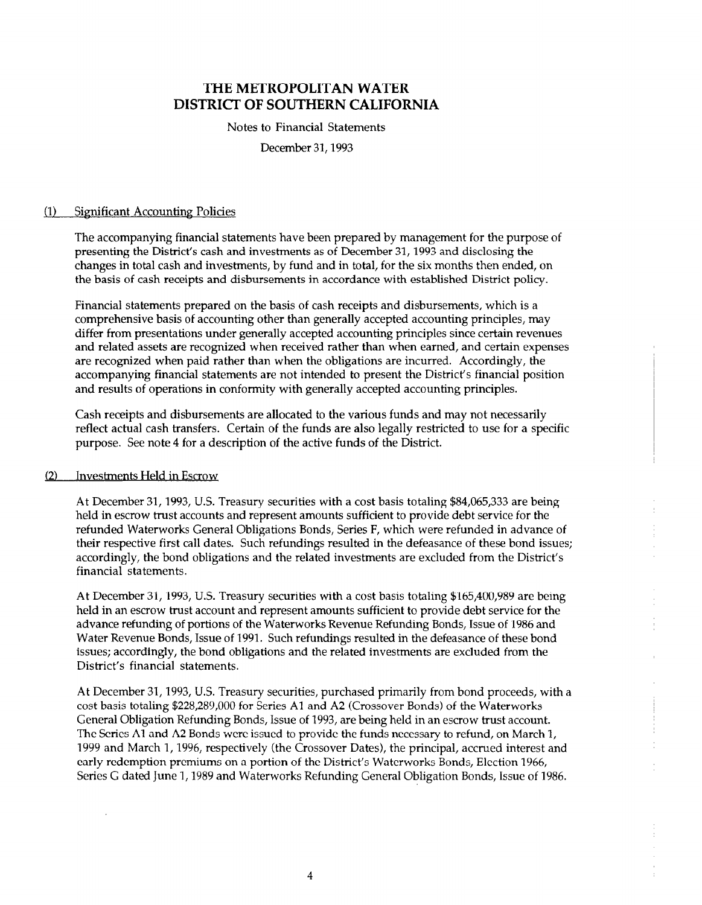# THE METROPOLITAN WATER DISTRICT OF SOUTHERN CALIFORNIA

Notes to Financial Statements

December 31, 1993

## (1) Significant Accounting Policies

The accompanying financial statements have been prepared by management for the purpose of presenting the District's cash and investments as of December 31, 1993 and disclosing the changes in total cash and investments, by fund and in total, for the six months then ended, on the basis of cash receipts and disbursements in accordance with established District policy.

Financial statements prepared on the basis of cash receipts and disbursements, which is a comprehensive basis of accounting other than generally accepted accounting principles, may differ from presentations under generally accepted accounting principles since certain revenues and related assets are recognized when received rather than when earned, and certain expenses are recognized when paid rather than when the obligations are incurred. Accordingly, the accompanying financial statements are not intended to present the District's financial position and results of operations in conformity with generally accepted accounting principles.

Cash receipts and disbursements are allocated to the various funds and may not necessarily reflect actual cash transfers. Certain of the funds are also legally restricted to use for a specific purpose. See note 4 for a description of the active funds of the District.

## (2) Investments Held in Escrow

At December 31, 1993, U.S. Treasury securities with a cost basis totaling $84,065,333 are being held in escrow trust accounts and represent amounts sufficient to provide debt service for the refunded Waterworks General Obligations Bonds, Series F, which were refunded in advance of their respective first call dates. Such refundings resulted in the defeasance of these bond issues; accordingly, the bond obligations and the related investments are excluded from the District's financial statements.

At December 31, 1993, U.S. Treasury securities with a cost basis totaling $165,400,989 are being held in an escrow trust account and represent amounts sufficient to provide debt service for the advance refunding of portions of the Waterworks Revenue Refunding Bonds, Issue of 1986 and Water Revenue Bonds, Issue of 1991. Such refundings resulted in the defeasance of these bond issues; accordingly, the bond obligations and the related investments are excluded from the District's financial statements.

At December 31, 1993, U.S. Treasury securities, purchased primarily from bond proceeds, with a cost basis totaling $228,289,000 for Series A1 and A2 (Crossover Bonds) of the Waterworks General Obligation Refunding Bonds, Issue of 1993, are being held in an escrow trust account. The Series A1 and A2 Bonds were issued to provide the funds necessary to refund, on March 1, 1999 and March 1, 1996, respectively (the Crossover Dates), the principal, accrued interest and early redemption premiums on a portion of the District's Waterworks Bonds, Election 1966, Series G dated June 1, 1989 and Waterworks Refunding General Obligation Bonds, Issue of 1986.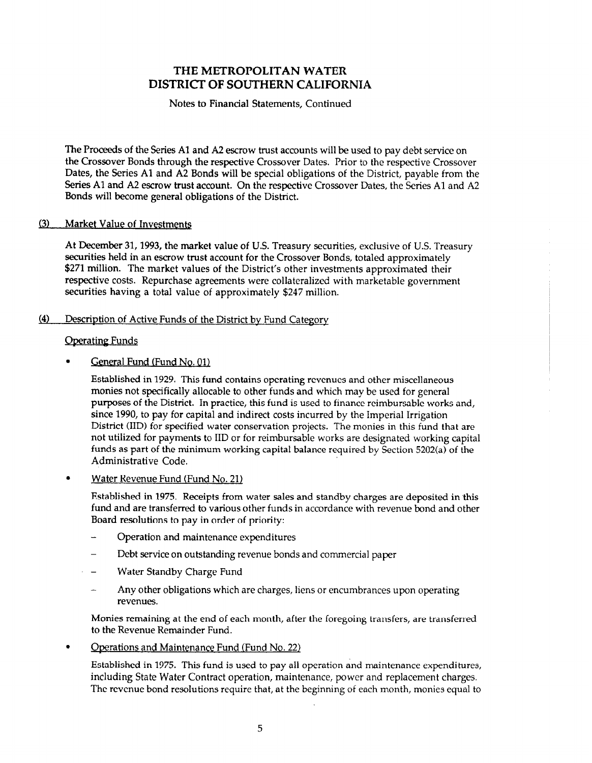The Proceeds of the Series A1 and A2 escrow trust accounts will be used to pay debt service on the Crossover Bonds through the respective Crossover Dates. Prior to the respective Crossover Dates, the Series A1 and A2 Bonds will be special obligations of the District, payable from the Series A1 and A2 escrow trust account. On the respective Crossover Dates, the Series A1 and A2 Bonds will become general obligations of the District.

## (3) Market Value of Investments

At December 31, 1993, the market value of U.S. Treasury securities, exclusive of U.S. Treasury securities held in an escrow trust account for the Crossover Bonds, totaled approximately $271 million. The market values of the District's other investments approximated their respective costs. Repurchase agreements were collateralized with marketable government securities having a total value of approximately $247 million.

## (4) Description of Active Funds of the District by Fund Category

### Operating Funds

- General Fund (Fund No. 01)

  Established in 1929. This fund contains operating revenues and other miscellaneous monies not specifically allocable to other funds and which may be used for general purposes of the District. In practice, this fund is used to finance reimbursable works and, since 1990, to pay for capital and indirect costs incurred by the Imperial Irrigation District (IID) for specified water conservation projects. The monies in this fund that are not utilized for payments to IID or for reimbursable works are designated working capital funds as part of the minimum working capital balance required by Section 5202(a) of the Administrative Code.

- Water Revenue Fund (Fund No. 21)

  Established in 1975. Receipts from water sales and standby charges are deposited in this fund and are transferred to various other funds in accordance with revenue bond and other Board resolutions to pay in order of priority:

  - Operation and maintenance expenditures
  - Debt service on outstanding revenue bonds and commercial paper
  - Water Standby Charge Fund
  - Any other obligations which are charges, liens or encumbrances upon operating revenues.

  Monies remaining at the end of each month, after the foregoing transfers, are transferred to the Revenue Remainder Fund.

- Operations and Maintenance Fund (Fund No. 22)

  Established in 1975. This fund is used to pay all operation and maintenance expenditures, including State Water Contract operation, maintenance, power and replacement charges. The revenue bond resolutions require that, at the beginning of each month, monies equal to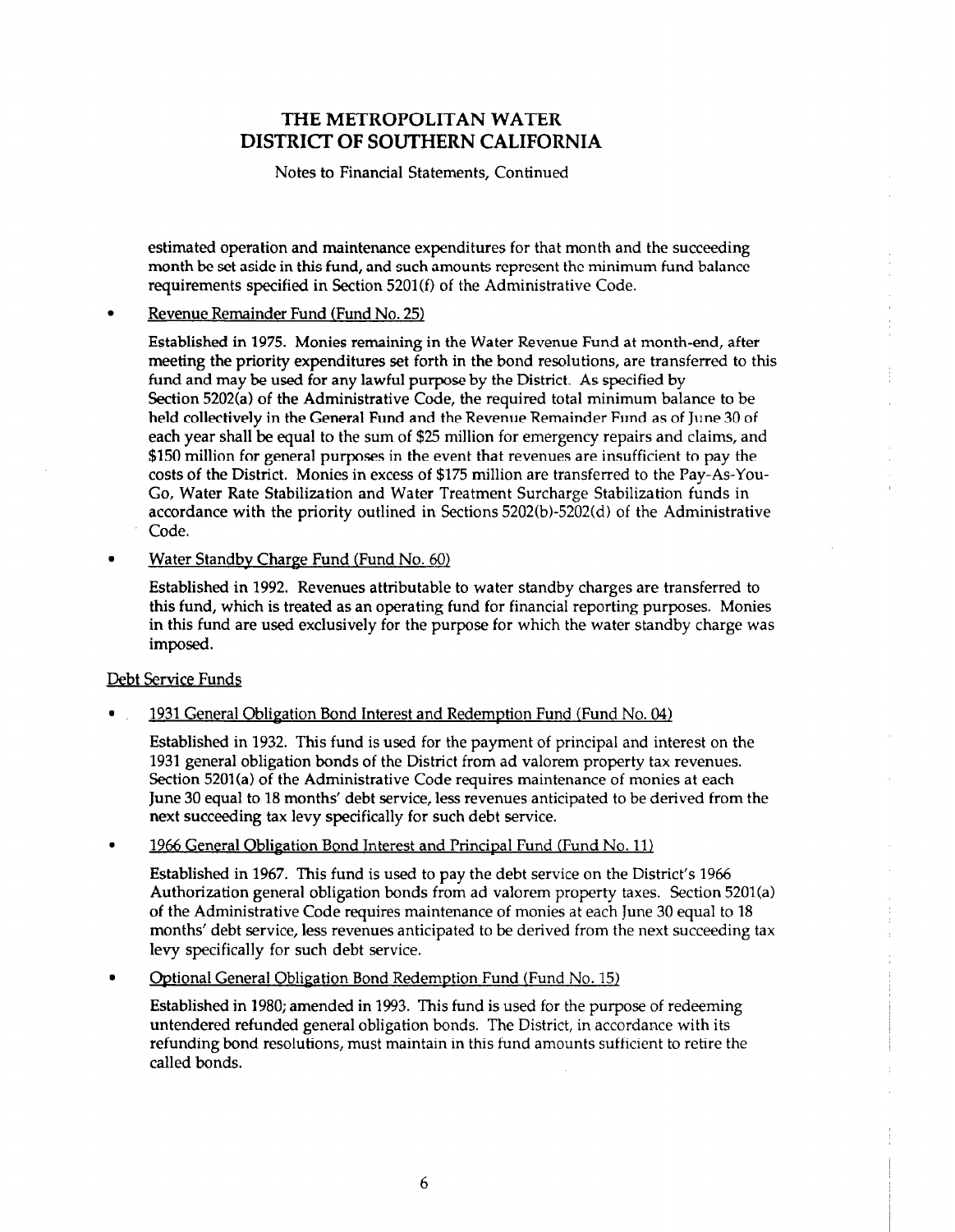estimated operation and maintenance expenditures for that month and the succeeding month be set aside in this fund, and such amounts represent the minimum fund balance requirements specified in Section 5201(f) of the Administrative Code.

- Revenue Remainder Fund (Fund No. 25)

  Established in 1975. Monies remaining in the Water Revenue Fund at month-end, after meeting the priority expenditures set forth in the bond resolutions, are transferred to this fund and may be used for any lawful purpose by the District. As specified by Section 5202(a) of the Administrative Code, the required total minimum balance to be held collectively in the General Fund and the Revenue Remainder Fund as of June 30 of each year shall be equal to the sum of $25 million for emergency repairs and claims, and $150 million for general purposes in the event that revenues are insufficient to pay the costs of the District. Monies in excess of $175 million are transferred to the Pay-As-You-Go, Water Rate Stabilization and Water Treatment Surcharge Stabilization funds in accordance with the priority outlined in Sections 5202(b)-5202(d) of the Administrative Code.

- Water Standby Charge Fund (Fund No. 60)

  Established in 1992. Revenues attributable to water standby charges are transferred to this fund, which is treated as an operating fund for financial reporting purposes. Monies in this fund are used exclusively for the purpose for which the water standby charge was imposed.

Debt Service Funds

- 1931 General Obligation Bond Interest and Redemption Fund (Fund No. 04)

  Established in 1932. This fund is used for the payment of principal and interest on the 1931 general obligation bonds of the District from ad valorem property tax revenues. Section 5201(a) of the Administrative Code requires maintenance of monies at each June 30 equal to 18 months' debt service, less revenues anticipated to be derived from the next succeeding tax levy specifically for such debt service.

- 1966 General Obligation Bond Interest and Principal Fund (Fund No. 11)

  Established in 1967. This fund is used to pay the debt service on the District's 1966 Authorization general obligation bonds from ad valorem property taxes. Section 5201(a) of the Administrative Code requires maintenance of monies at each June 30 equal to 18 months' debt service, less revenues anticipated to be derived from the next succeeding tax levy specifically for such debt service.

- Optional General Obligation Bond Redemption Fund (Fund No. 15)

  Established in 1980; amended in 1993. This fund is used for the purpose of redeeming untendered refunded general obligation bonds. The District, in accordance with its refunding bond resolutions, must maintain in this fund amounts sufficient to retire the called bonds.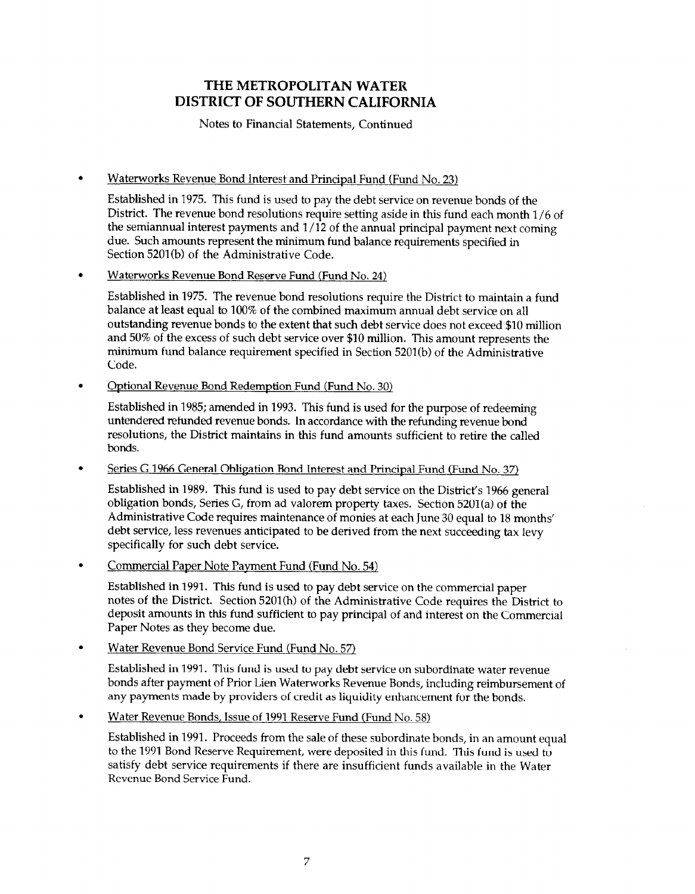# THE METROPOLITAN WATER DISTRICT OF SOUTHERN CALIFORNIA

Notes to Financial Statements, Continued

- Waterworks Revenue Bond Interest and Principal Fund (Fund No. 23)

  Established in 1975. This fund is used to pay the debt service on revenue bonds of the District. The revenue bond resolutions require setting aside in this fund each month 1/6 of the semiannual interest payments and 1/12 of the annual principal payment next coming due. Such amounts represent the minimum fund balance requirements specified in Section 5201(b) of the Administrative Code.

- Waterworks Revenue Bond Reserve Fund (Fund No. 24)

  Established in 1975. The revenue bond resolutions require the District to maintain a fund balance at least equal to 100% of the combined maximum annual debt service on all outstanding revenue bonds to the extent that such debt service does not exceed $10 million and 50% of the excess of such debt service over $10 million. This amount represents the minimum fund balance requirement specified in Section 5201(b) of the Administrative Code.

- Optional Revenue Bond Redemption Fund (Fund No. 30)

  Established in 1985; amended in 1993. This fund is used for the purpose of redeeming untendered refunded revenue bonds. In accordance with the refunding revenue bond resolutions, the District maintains in this fund amounts sufficient to retire the called bonds.

- Series G 1966 General Obligation Bond Interest and Principal Fund (Fund No. 37)

  Established in 1989. This fund is used to pay debt service on the District's 1966 general obligation bonds, Series G, from ad valorem property taxes. Section 5201(a) of the Administrative Code requires maintenance of monies at each June 30 equal to 18 months' debt service, less revenues anticipated to be derived from the next succeeding tax levy specifically for such debt service.

- Commercial Paper Note Payment Fund (Fund No. 54)

  Established in 1991. This fund is used to pay debt service on the commercial paper notes of the District. Section 5201(h) of the Administrative Code requires the District to deposit amounts in this fund sufficient to pay principal of and interest on the Commercial Paper Notes as they become due.

- Water Revenue Bond Service Fund (Fund No. 57)

  Established in 1991. This fund is used to pay debt service on subordinate water revenue bonds after payment of Prior Lien Waterworks Revenue Bonds, including reimbursement of any payments made by providers of credit as liquidity enhancement for the bonds.

- Water Revenue Bonds, Issue of 1991 Reserve Fund (Fund No. 58)

  Established in 1991. Proceeds from the sale of these subordinate bonds, in an amount equal to the 1991 Bond Reserve Requirement, were deposited in this fund. This fund is used to satisfy debt service requirements if there are insufficient funds available in the Water Revenue Bond Service Fund.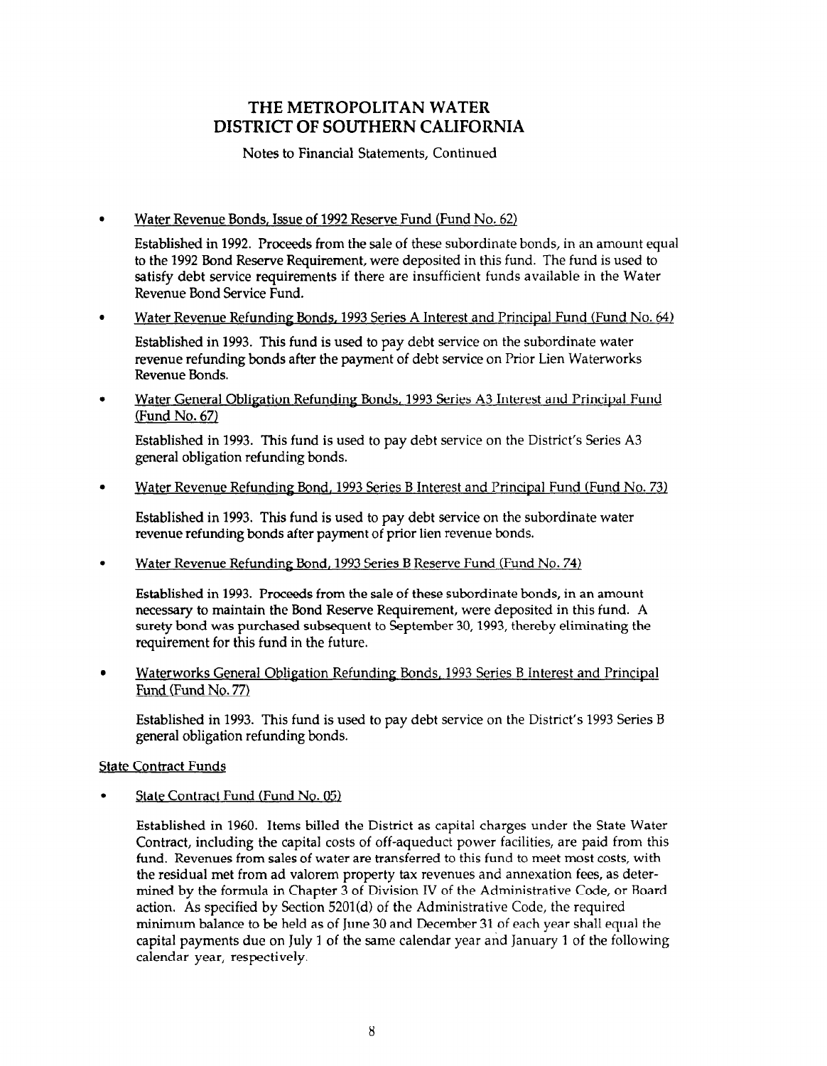# THE METROPOLITAN WATER DISTRICT OF SOUTHERN CALIFORNIA

Notes to Financial Statements, Continued

- Water Revenue Bonds, Issue of 1992 Reserve Fund (Fund No. 62)

  Established in 1992. Proceeds from the sale of these subordinate bonds, in an amount equal to the 1992 Bond Reserve Requirement, were deposited in this fund. The fund is used to satisfy debt service requirements if there are insufficient funds available in the Water Revenue Bond Service Fund.

- Water Revenue Refunding Bonds, 1993 Series A Interest and Principal Fund (Fund No. 64)

  Established in 1993. This fund is used to pay debt service on the subordinate water revenue refunding bonds after the payment of debt service on Prior Lien Waterworks Revenue Bonds.

- Water General Obligation Refunding Bonds, 1993 Series A3 Interest and Principal Fund (Fund No. 67)

  Established in 1993. This fund is used to pay debt service on the District's Series A3 general obligation refunding bonds.

- Water Revenue Refunding Bond, 1993 Series B Interest and Principal Fund (Fund No. 73)

  Established in 1993. This fund is used to pay debt service on the subordinate water revenue refunding bonds after payment of prior lien revenue bonds.

- Water Revenue Refunding Bond, 1993 Series B Reserve Fund (Fund No. 74)

  Established in 1993. Proceeds from the sale of these subordinate bonds, in an amount necessary to maintain the Bond Reserve Requirement, were deposited in this fund. A surety bond was purchased subsequent to September 30, 1993, thereby eliminating the requirement for this fund in the future.

- Waterworks General Obligation Refunding Bonds, 1993 Series B Interest and Principal Fund (Fund No. 77)

  Established in 1993. This fund is used to pay debt service on the District's 1993 Series B general obligation refunding bonds.

State Contract Funds

- State Contract Fund (Fund No. 05)

  Established in 1960. Items billed the District as capital charges under the State Water Contract, including the capital costs of off-aqueduct power facilities, are paid from this fund. Revenues from sales of water are transferred to this fund to meet most costs, with the residual met from ad valorem property tax revenues and annexation fees, as determined by the formula in Chapter 3 of Division IV of the Administrative Code, or Board action. As specified by Section 5201(d) of the Administrative Code, the required minimum balance to be held as of June 30 and December 31 of each year shall equal the capital payments due on July 1 of the same calendar year and January 1 of the following calendar year, respectively.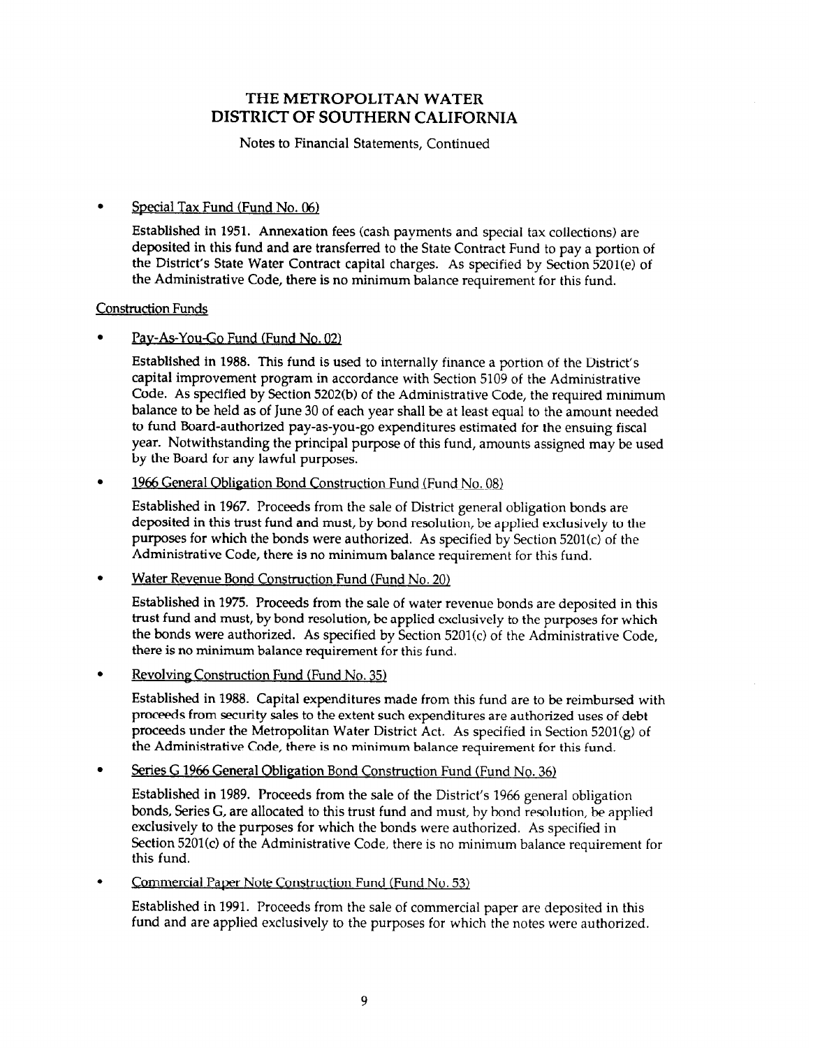# THE METROPOLITAN WATER DISTRICT OF SOUTHERN CALIFORNIA

Notes to Financial Statements, Continued

- Special Tax Fund (Fund No. 06)

  Established in 1951. Annexation fees (cash payments and special tax collections) are deposited in this fund and are transferred to the State Contract Fund to pay a portion of the District's State Water Contract capital charges. As specified by Section 5201(e) of the Administrative Code, there is no minimum balance requirement for this fund.

Construction Funds

- Pay-As-You-Go Fund (Fund No. 02)

  Established in 1988. This fund is used to internally finance a portion of the District's capital improvement program in accordance with Section 5109 of the Administrative Code. As specified by Section 5202(b) of the Administrative Code, the required minimum balance to be held as of June 30 of each year shall be at least equal to the amount needed to fund Board-authorized pay-as-you-go expenditures estimated for the ensuing fiscal year. Notwithstanding the principal purpose of this fund, amounts assigned may be used by the Board for any lawful purposes.

- 1966 General Obligation Bond Construction Fund (Fund No. 08)

  Established in 1967. Proceeds from the sale of District general obligation bonds are deposited in this trust fund and must, by bond resolution, be applied exclusively to the purposes for which the bonds were authorized. As specified by Section 5201(c) of the Administrative Code, there is no minimum balance requirement for this fund.

- Water Revenue Bond Construction Fund (Fund No. 20)

  Established in 1975. Proceeds from the sale of water revenue bonds are deposited in this trust fund and must, by bond resolution, be applied exclusively to the purposes for which the bonds were authorized. As specified by Section 5201(c) of the Administrative Code, there is no minimum balance requirement for this fund.

- Revolving Construction Fund (Fund No. 35)

  Established in 1988. Capital expenditures made from this fund are to be reimbursed with proceeds from security sales to the extent such expenditures are authorized uses of debt proceeds under the Metropolitan Water District Act. As specified in Section 5201(g) of the Administrative Code, there is no minimum balance requirement for this fund.

- Series G 1966 General Obligation Bond Construction Fund (Fund No. 36)

  Established in 1989. Proceeds from the sale of the District's 1966 general obligation bonds, Series G, are allocated to this trust fund and must, by bond resolution, be applied exclusively to the purposes for which the bonds were authorized. As specified in Section 5201(c) of the Administrative Code, there is no minimum balance requirement for this fund.

- Commercial Paper Note Construction Fund (Fund No. 53)

  Established in 1991. Proceeds from the sale of commercial paper are deposited in this fund and are applied exclusively to the purposes for which the notes were authorized.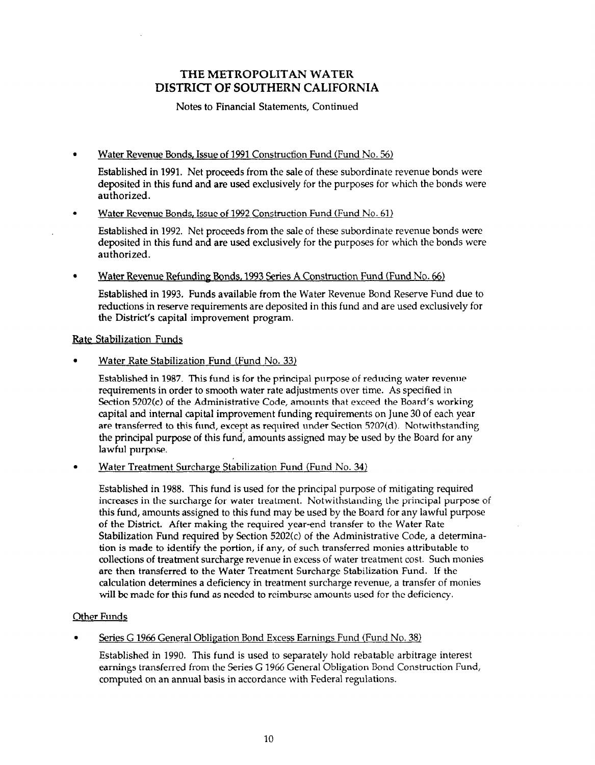# THE METROPOLITAN WATER DISTRICT OF SOUTHERN CALIFORNIA

Notes to Financial Statements, Continued

- Water Revenue Bonds, Issue of 1991 Construction Fund (Fund No. 56)

  Established in 1991. Net proceeds from the sale of these subordinate revenue bonds were deposited in this fund and are used exclusively for the purposes for which the bonds were authorized.

- Water Revenue Bonds, Issue of 1992 Construction Fund (Fund No. 61)

  Established in 1992. Net proceeds from the sale of these subordinate revenue bonds were deposited in this fund and are used exclusively for the purposes for which the bonds were authorized.

- Water Revenue Refunding Bonds, 1993 Series A Construction Fund (Fund No. 66)

  Established in 1993. Funds available from the Water Revenue Bond Reserve Fund due to reductions in reserve requirements are deposited in this fund and are used exclusively for the District's capital improvement program.

Rate Stabilization Funds

- Water Rate Stabilization Fund (Fund No. 33)

  Established in 1987. This fund is for the principal purpose of reducing water revenue requirements in order to smooth water rate adjustments over time. As specified in Section 5202(c) of the Administrative Code, amounts that exceed the Board's working capital and internal capital improvement funding requirements on June 30 of each year are transferred to this fund, except as required under Section 5202(d). Notwithstanding the principal purpose of this fund, amounts assigned may be used by the Board for any lawful purpose.

- Water Treatment Surcharge Stabilization Fund (Fund No. 34)

  Established in 1988. This fund is used for the principal purpose of mitigating required increases in the surcharge for water treatment. Notwithstanding the principal purpose of this fund, amounts assigned to this fund may be used by the Board for any lawful purpose of the District. After making the required year-end transfer to the Water Rate Stabilization Fund required by Section 5202(c) of the Administrative Code, a determination is made to identify the portion, if any, of such transferred monies attributable to collections of treatment surcharge revenue in excess of water treatment cost. Such monies are then transferred to the Water Treatment Surcharge Stabilization Fund. If the calculation determines a deficiency in treatment surcharge revenue, a transfer of monies will be made for this fund as needed to reimburse amounts used for the deficiency.

Other Funds

- Series G 1966 General Obligation Bond Excess Earnings Fund (Fund No. 38)

  Established in 1990. This fund is used to separately hold rebatable arbitrage interest earnings transferred from the Series G 1966 General Obligation Bond Construction Fund, computed on an annual basis in accordance with Federal regulations.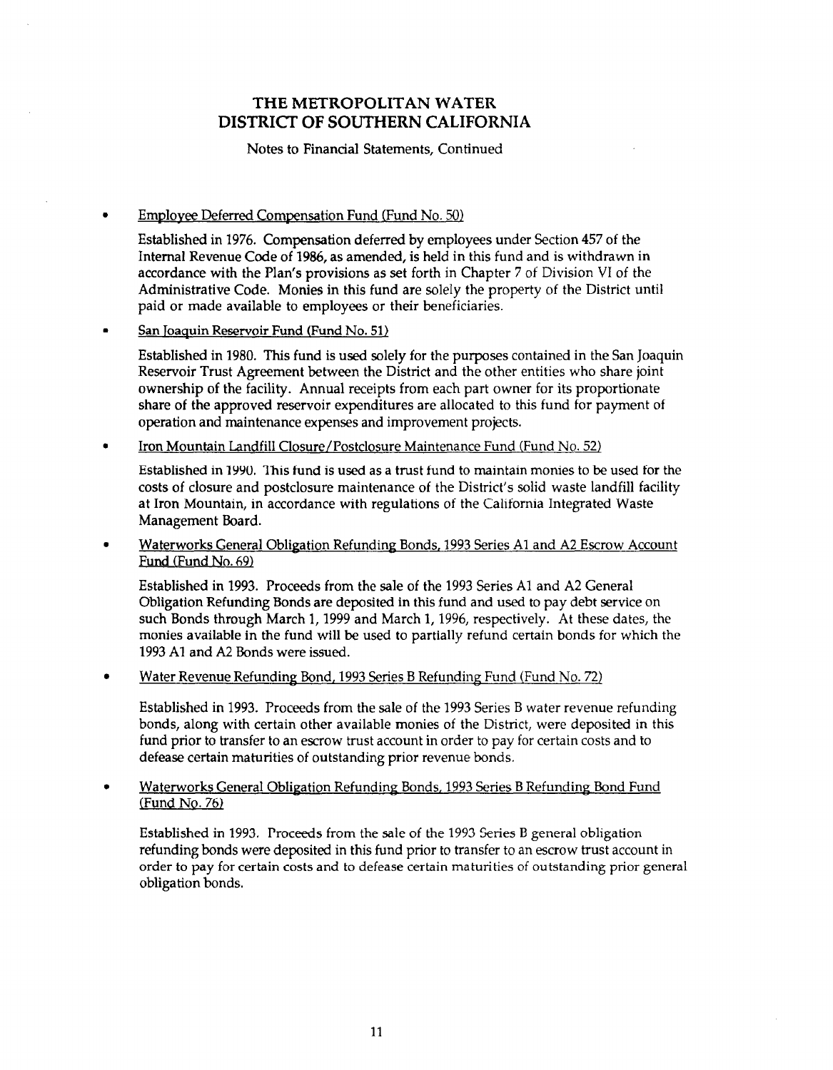# THE METROPOLITAN WATER DISTRICT OF SOUTHERN CALIFORNIA

Notes to Financial Statements, Continued

- Employee Deferred Compensation Fund (Fund No. 50)

  Established in 1976. Compensation deferred by employees under Section 457 of the Internal Revenue Code of 1986, as amended, is held in this fund and is withdrawn in accordance with the Plan's provisions as set forth in Chapter 7 of Division VI of the Administrative Code. Monies in this fund are solely the property of the District until paid or made available to employees or their beneficiaries.

- San Joaquin Reservoir Fund (Fund No. 51)

  Established in 1980. This fund is used solely for the purposes contained in the San Joaquin Reservoir Trust Agreement between the District and the other entities who share joint ownership of the facility. Annual receipts from each part owner for its proportionate share of the approved reservoir expenditures are allocated to this fund for payment of operation and maintenance expenses and improvement projects.

- Iron Mountain Landfill Closure/Postclosure Maintenance Fund (Fund No. 52)

  Established in 1990. This fund is used as a trust fund to maintain monies to be used for the costs of closure and postclosure maintenance of the District's solid waste landfill facility at Iron Mountain, in accordance with regulations of the California Integrated Waste Management Board.

- Waterworks General Obligation Refunding Bonds, 1993 Series A1 and A2 Escrow Account Fund (Fund No. 69)

  Established in 1993. Proceeds from the sale of the 1993 Series A1 and A2 General Obligation Refunding Bonds are deposited in this fund and used to pay debt service on such Bonds through March 1, 1999 and March 1, 1996, respectively. At these dates, the monies available in the fund will be used to partially refund certain bonds for which the 1993 A1 and A2 Bonds were issued.

- Water Revenue Refunding Bond, 1993 Series B Refunding Fund (Fund No. 72)

  Established in 1993. Proceeds from the sale of the 1993 Series B water revenue refunding bonds, along with certain other available monies of the District, were deposited in this fund prior to transfer to an escrow trust account in order to pay for certain costs and to defease certain maturities of outstanding prior revenue bonds.

- Waterworks General Obligation Refunding Bonds, 1993 Series B Refunding Bond Fund (Fund No. 76)

  Established in 1993. Proceeds from the sale of the 1993 Series B general obligation refunding bonds were deposited in this fund prior to transfer to an escrow trust account in order to pay for certain costs and to defease certain maturities of outstanding prior general obligation bonds.